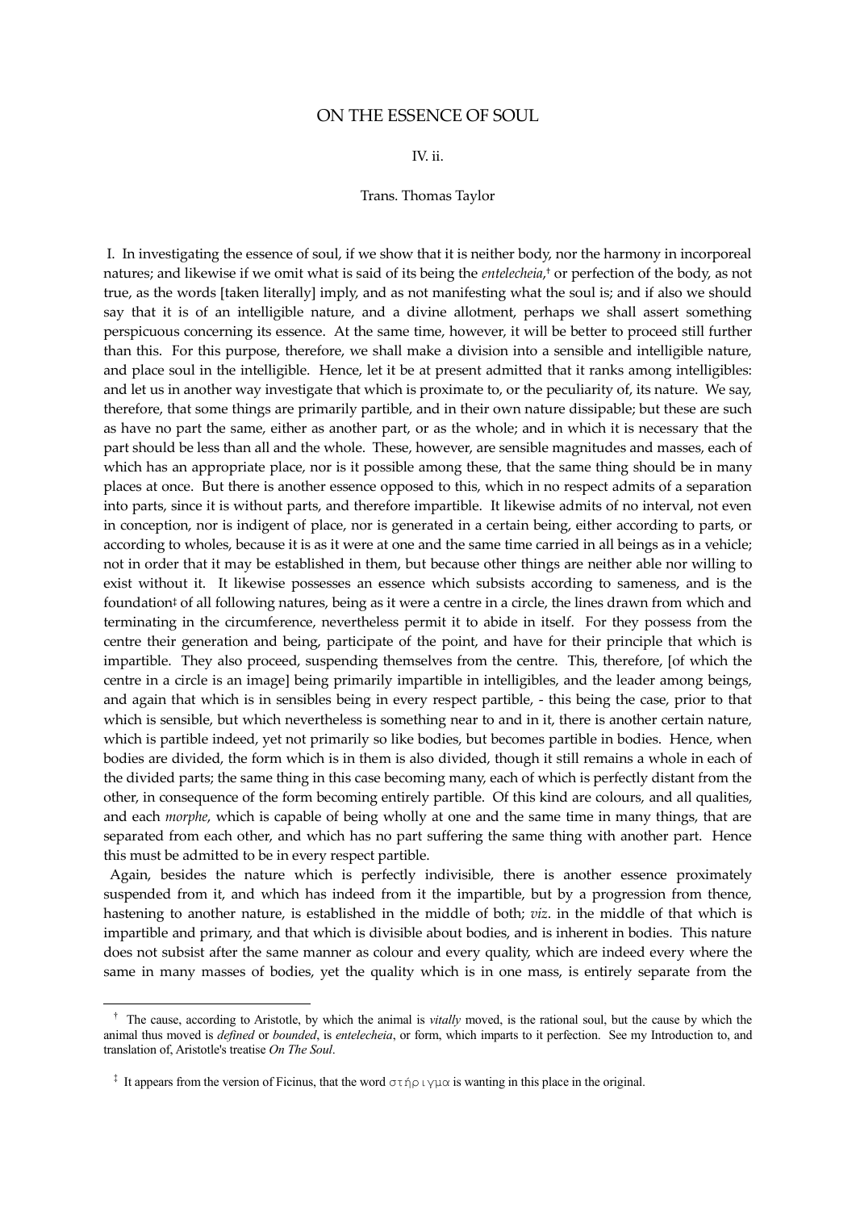# ON THE ESSENCE OF SOUL

IV. ii.

Trans. Thomas Taylor

I. In investigating the essence of soul, if we show that it is neither body, nor the harmony in incorporeal natures; and likewise if we omit what is said of its being the *entelecheia*,[†] or perfection of the body, as not true, as the words [taken literally] imply, and as not manifesting what the soul is; and if also we should say that it is of an intelligible nature, and a divine allotment, perhaps we shall assert something perspicuous concerning its essence. At the same time, however, it will be better to proceed still further than this. For this purpose, therefore, we shall make a division into a sensible and intelligible nature, and place soul in the intelligible. Hence, let it be at present admitted that it ranks among intelligibles: and let us in another way investigate that which is proximate to, or the peculiarity of, its nature. We say, therefore, that some things are primarily partible, and in their own nature dissipable; but these are such as have no part the same, either as another part, or as the whole; and in which it is necessary that the part should be less than all and the whole. These, however, are sensible magnitudes and masses, each of which has an appropriate place, nor is it possible among these, that the same thing should be in many places at once. But there is another essence opposed to this, which in no respect admits of a separation into parts, since it is without parts, and therefore impartible. It likewise admits of no interval, not even in conception, nor is indigent of place, nor is generated in a certain being, either according to parts, or according to wholes, because it is as it were at one and the same time carried in all beings as in a vehicle; not in order that it may be established in them, but because other things are neither able nor willing to exist without it. It likewise possesses an essence which subsists according to sameness, and is the foundation[‡] of all following natures, being as it were a centre in a circle, the lines drawn from which and terminating in the circumference, nevertheless permit it to abide in itself. For they possess from the centre their generation and being, participate of the point, and have for their principle that which is impartible. They also proceed, suspending themselves from the centre. This, therefore, [of which the centre in a circle is an image] being primarily impartible in intelligibles, and the leader among beings, and again that which is in sensibles being in every respect partible, - this being the case, prior to that which is sensible, but which nevertheless is something near to and in it, there is another certain nature, which is partible indeed, yet not primarily so like bodies, but becomes partible in bodies. Hence, when bodies are divided, the form which is in them is also divided, though it still remains a whole in each of the divided parts; the same thing in this case becoming many, each of which is perfectly distant from the other, in consequence of the form becoming entirely partible. Of this kind are colours, and all qualities, and each *morphe*, which is capable of being wholly at one and the same time in many things, that are separated from each other, and which has no part suffering the same thing with another part. Hence this must be admitted to be in every respect partible.

Again, besides the nature which is perfectly indivisible, there is another essence proximately suspended from it, and which has indeed from it the impartible, but by a progression from thence, hastening to another nature, is established in the middle of both; *viz*. in the middle of that which is impartible and primary, and that which is divisible about bodies, and is inherent in bodies. This nature does not subsist after the same manner as colour and every quality, which are indeed every where the same in many masses of bodies, yet the quality which is in one mass, is entirely separate from the

---

[†] The cause, according to Aristotle, by which the animal is *vitally* moved, is the rational soul, but the cause by which the animal thus moved is *defined* or *bounded*, is *entelecheia*, or form, which imparts to it perfection. See my Introduction to, and translation of, Aristotle's treatise *On The Soul*.

[‡] It appears from the version of Ficinus, that the word στήριγμα is wanting in this place in the original.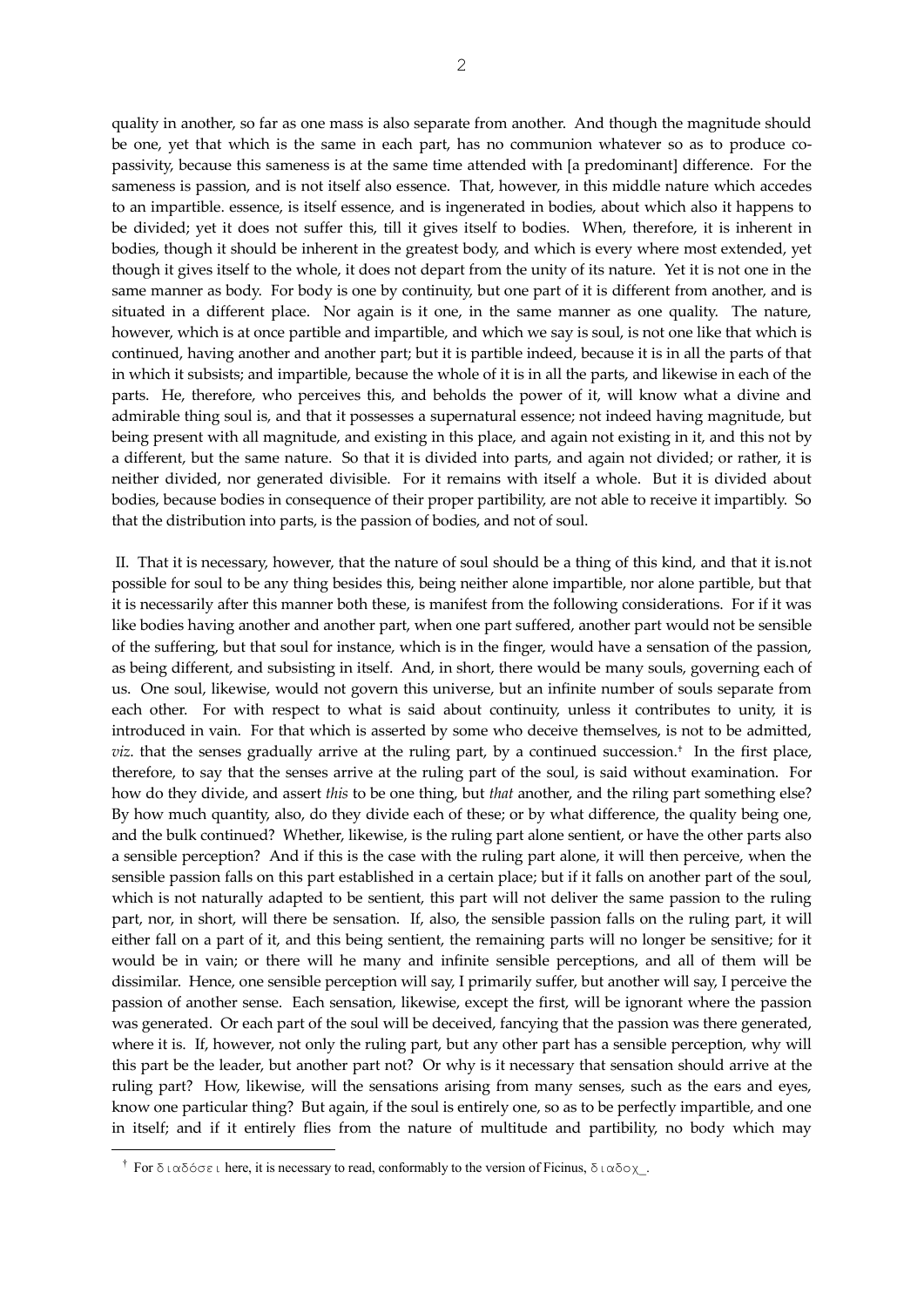quality in another, so far as one mass is also separate from another. And though the magnitude should be one, yet that which is the same in each part, has no communion whatever so as to produce co-passivity, because this sameness is at the same time attended with [a predominant] difference. For the sameness is passion, and is not itself also essence. That, however, in this middle nature which accedes to an impartible. essence, is itself essence, and is ingenerated in bodies, about which also it happens to be divided; yet it does not suffer this, till it gives itself to bodies. When, therefore, it is inherent in bodies, though it should be inherent in the greatest body, and which is every where most extended, yet though it gives itself to the whole, it does not depart from the unity of its nature. Yet it is not one in the same manner as body. For body is one by continuity, but one part of it is different from another, and is situated in a different place. Nor again is it one, in the same manner as one quality. The nature, however, which is at once partible and impartible, and which we say is soul, is not one like that which is continued, having another and another part; but it is partible indeed, because it is in all the parts of that in which it subsists; and impartible, because the whole of it is in all the parts, and likewise in each of the parts. He, therefore, who perceives this, and beholds the power of it, will know what a divine and admirable thing soul is, and that it possesses a supernatural essence; not indeed having magnitude, but being present with all magnitude, and existing in this place, and again not existing in it, and this not by a different, but the same nature. So that it is divided into parts, and again not divided; or rather, it is neither divided, nor generated divisible. For it remains with itself a whole. But it is divided about bodies, because bodies in consequence of their proper partibility, are not able to receive it impartibly. So that the distribution into parts, is the passion of bodies, and not of soul.

II. That it is necessary, however, that the nature of soul should be a thing of this kind, and that it is.not possible for soul to be any thing besides this, being neither alone impartible, nor alone partible, but that it is necessarily after this manner both these, is manifest from the following considerations. For if it was like bodies having another and another part, when one part suffered, another part would not be sensible of the suffering, but that soul for instance, which is in the finger, would have a sensation of the passion, as being different, and subsisting in itself. And, in short, there would be many souls, governing each of us. One soul, likewise, would not govern this universe, but an infinite number of souls separate from each other. For with respect to what is said about continuity, unless it contributes to unity, it is introduced in vain. For that which is asserted by some who deceive themselves, is not to be admitted, *viz*. that the senses gradually arrive at the ruling part, by a continued succession.† In the first place, therefore, to say that the senses arrive at the ruling part of the soul, is said without examination. For how do they divide, and assert *this* to be one thing, but *that* another, and the riling part something else? By how much quantity, also, do they divide each of these; or by what difference, the quality being one, and the bulk continued? Whether, likewise, is the ruling part alone sentient, or have the other parts also a sensible perception? And if this is the case with the ruling part alone, it will then perceive, when the sensible passion falls on this part established in a certain place; but if it falls on another part of the soul, which is not naturally adapted to be sentient, this part will not deliver the same passion to the ruling part, nor, in short, will there be sensation. If, also, the sensible passion falls on the ruling part, it will either fall on a part of it, and this being sentient, the remaining parts will no longer be sensitive; for it would be in vain; or there will he many and infinite sensible perceptions, and all of them will be dissimilar. Hence, one sensible perception will say, I primarily suffer, but another will say, I perceive the passion of another sense. Each sensation, likewise, except the first, will be ignorant where the passion was generated. Or each part of the soul will be deceived, fancying that the passion was there generated, where it is. If, however, not only the ruling part, but any other part has a sensible perception, why will this part be the leader, but another part not? Or why is it necessary that sensation should arrive at the ruling part? How, likewise, will the sensations arising from many senses, such as the ears and eyes, know one particular thing? But again, if the soul is entirely one, so as to be perfectly impartible, and one in itself; and if it entirely flies from the nature of multitude and partibility, no body which may

† For διαδόσει here, it is necessary to read, conformably to the version of Ficinus, διαδοχ_.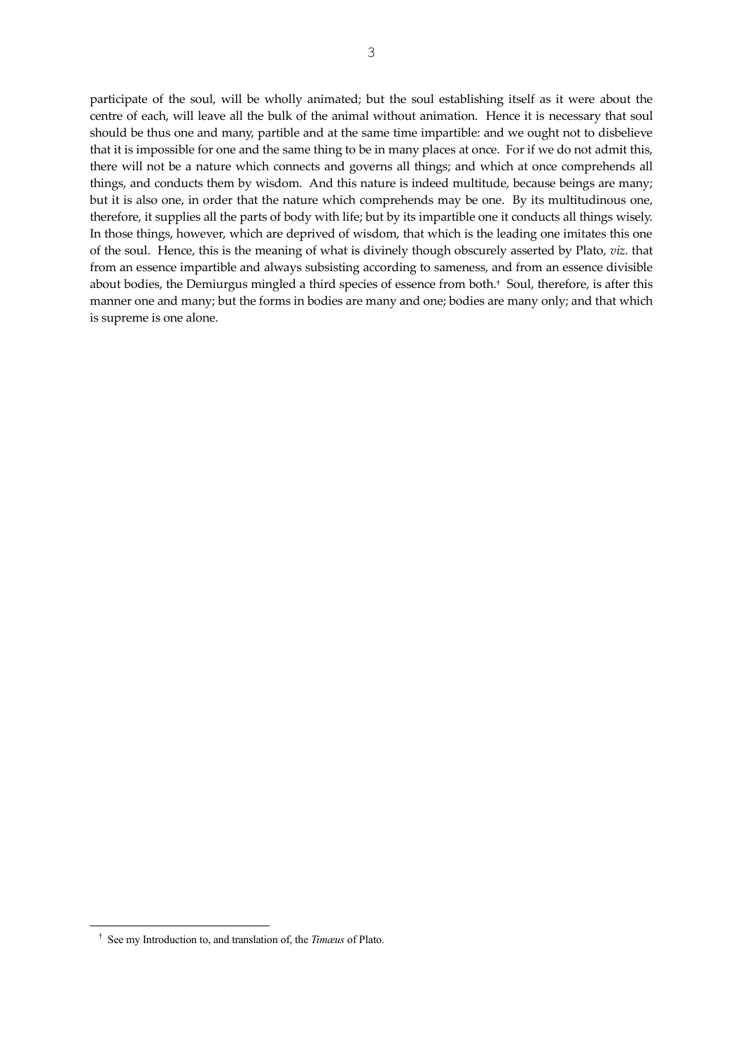participate of the soul, will be wholly animated; but the soul establishing itself as it were about the centre of each, will leave all the bulk of the animal without animation. Hence it is necessary that soul should be thus one and many, partible and at the same time impartible: and we ought not to disbelieve that it is impossible for one and the same thing to be in many places at once. For if we do not admit this, there will not be a nature which connects and governs all things; and which at once comprehends all things, and conducts them by wisdom. And this nature is indeed multitude, because beings are many; but it is also one, in order that the nature which comprehends may be one. By its multitudinous one, therefore, it supplies all the parts of body with life; but by its impartible one it conducts all things wisely. In those things, however, which are deprived of wisdom, that which is the leading one imitates this one of the soul. Hence, this is the meaning of what is divinely though obscurely asserted by Plato, *viz*. that from an essence impartible and always subsisting according to sameness, and from an essence divisible about bodies, the Demiurgus mingled a third species of essence from both.† Soul, therefore, is after this manner one and many; but the forms in bodies are many and one; bodies are many only; and that which is supreme is one alone.

† See my Introduction to, and translation of, the *Timæus* of Plato.